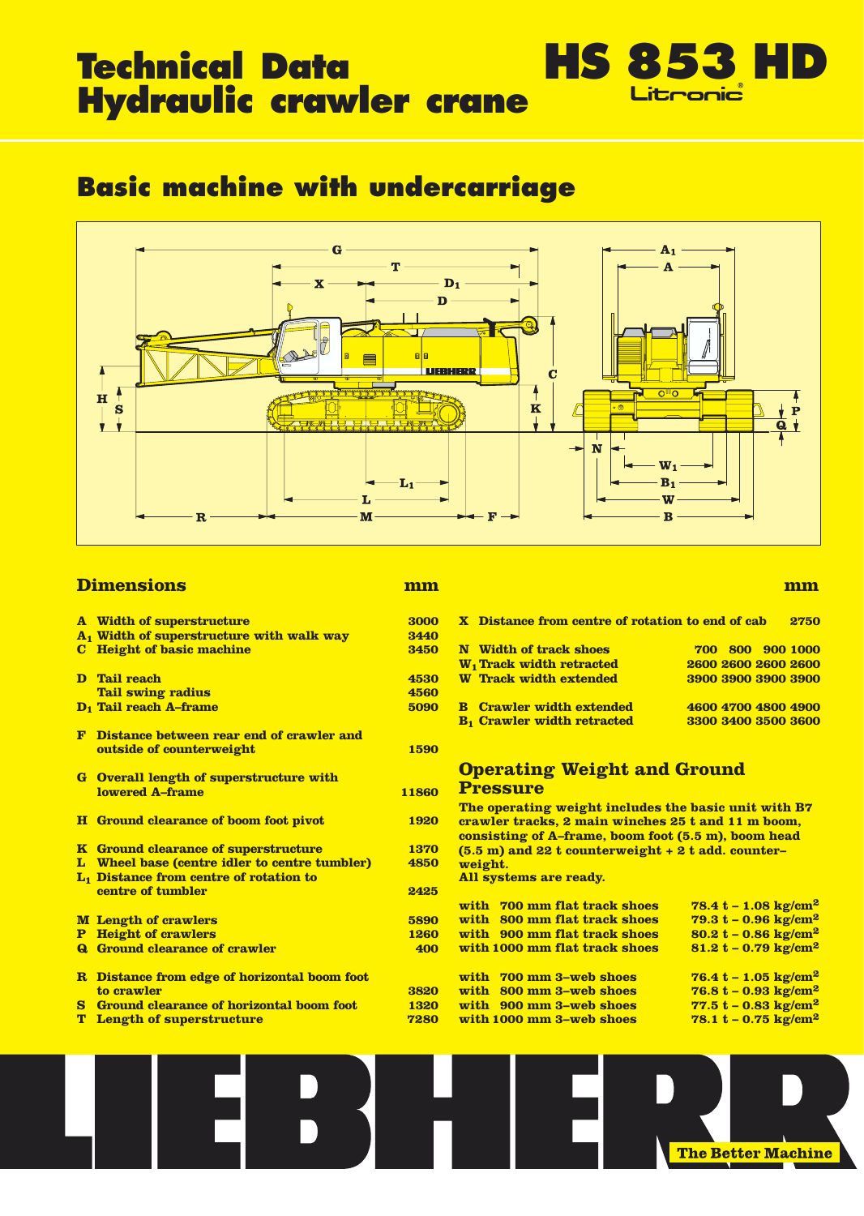# Technical Data Hydraulic crawler crane

# HS 853 HD Litronic®

## Basic machine with undercarriage

### Dimensions

| | | mm |
|---|---|---|
| A | Width of superstructure | 3000 |
| $A_1$ | Width of superstructure with walk way | 3440 |
| C | Height of basic machine | 3450 |
| D | Tail reach | 4530 |
| | Tail swing radius | 4560 |
| $D_1$ | Tail reach A–frame | 5090 |
| F | Distance between rear end of crawler and outside of counterweight | 1590 |
| G | Overall length of superstructure with lowered A–frame | 11860 |
| H | Ground clearance of boom foot pivot | 1920 |
| K | Ground clearance of superstructure | 1370 |
| L | Wheel base (centre idler to centre tumbler) | 4850 |
| $L_1$ | Distance from centre of rotation to centre of tumbler | 2425 |
| M | Length of crawlers | 5890 |
| P | Height of crawlers | 1260 |
| Q | Ground clearance of crawler | 400 |
| R | Distance from edge of horizontal boom foot to crawler | 3820 |
| S | Ground clearance of horizontal boom foot | 1320 |
| T | Length of superstructure | 7280 |

| | | mm | | | |
|---|---|---|---|---|---|
| X | Distance from centre of rotation to end of cab | 2750 | | | |
| N | Width of track shoes | 700 | 800 | 900 | 1000 |
| $W_1$ | Track width retracted | 2600 | 2600 | 2600 | 2600 |
| W | Track width extended | 3900 | 3900 | 3900 | 3900 |
| B | Crawler width extended | 4600 | 4700 | 4800 | 4900 |
| $B_1$ | Crawler width retracted | 3300 | 3400 | 3500 | 3600 |

### Operating Weight and Ground Pressure

The operating weight includes the basic unit with B7 crawler tracks, 2 main winches 25 t and 11 m boom, consisting of A–frame, boom foot (5.5 m), boom head (5.5 m) and 22 t counterweight + 2 t add. counter–weight.
All systems are ready.

| | |
|---|---|
| with 700 mm flat track shoes | 78.4 t – 1.08 kg/cm² |
| with 800 mm flat track shoes | 79.3 t – 0.96 kg/cm² |
| with 900 mm flat track shoes | 80.2 t – 0.86 kg/cm² |
| with 1000 mm flat track shoes | 81.2 t – 0.79 kg/cm² |
| with 700 mm 3–web shoes | 76.4 t – 1.05 kg/cm² |
| with 800 mm 3–web shoes | 76.8 t – 0.93 kg/cm² |
| with 900 mm 3–web shoes | 77.5 t – 0.83 kg/cm² |
| with 1000 mm 3–web shoes | 78.1 t – 0.75 kg/cm² |

LIEBHERR — The Better Machine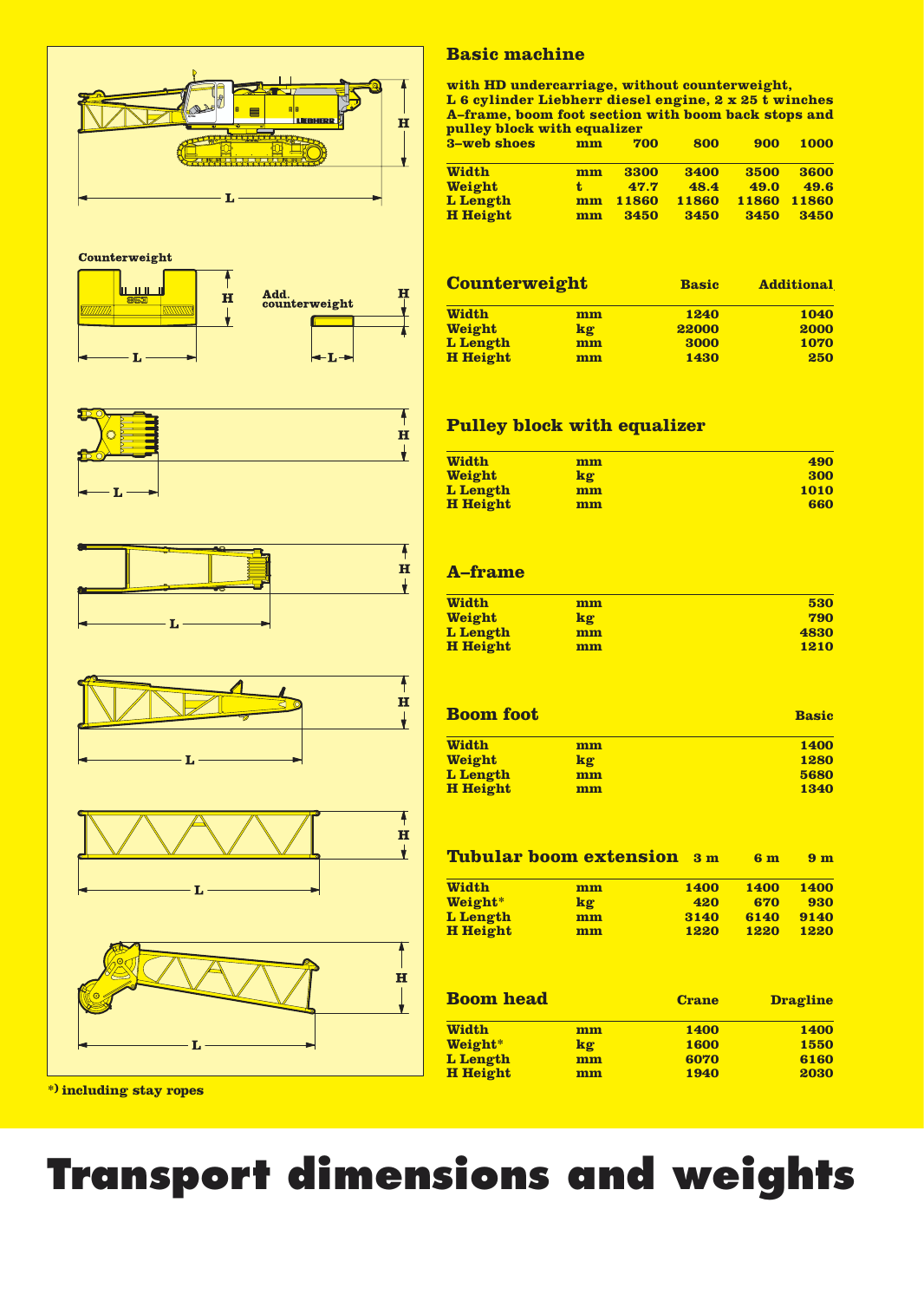Counterweight

Add. counterweight

*) including stay ropes

## Basic machine

**with HD undercarriage, without counterweight, L 6 cylinder Liebherr diesel engine, 2 x 25 t winches A–frame, boom foot section with boom back stops and pulley block with equalizer**

| 3–web shoes | mm | 700 | 800 | 900 | 1000 |
|---|---|---|---|---|---|
| Width | mm | 3300 | 3400 | 3500 | 3600 |
| Weight | t | 47.7 | 48.4 | 49.0 | 49.6 |
| L Length | mm | 11860 | 11860 | 11860 | 11860 |
| H Height | mm | 3450 | 3450 | 3450 | 3450 |

## Counterweight

| | | Basic | Additional |
|---|---|---|---|
| Width | mm | 1240 | 1040 |
| Weight | kg | 22000 | 2000 |
| L Length | mm | 3000 | 1070 |
| H Height | mm | 1430 | 250 |

## Pulley block with equalizer

| | | |
|---|---|---|
| Width | mm | 490 |
| Weight | kg | 300 |
| L Length | mm | 1010 |
| H Height | mm | 660 |

## A–frame

| | | |
|---|---|---|
| Width | mm | 530 |
| Weight | kg | 790 |
| L Length | mm | 4830 |
| H Height | mm | 1210 |

## Boom foot

| | | Basic |
|---|---|---|
| Width | mm | 1400 |
| Weight | kg | 1280 |
| L Length | mm | 5680 |
| H Height | mm | 1340 |

## Tubular boom extension

| | | 3 m | 6 m | 9 m |
|---|---|---|---|---|
| Width | mm | 1400 | 1400 | 1400 |
| Weight* | kg | 420 | 670 | 930 |
| L Length | mm | 3140 | 6140 | 9140 |
| H Height | mm | 1220 | 1220 | 1220 |

## Boom head

| | | Crane | Dragline |
|---|---|---|---|
| Width | mm | 1400 | 1400 |
| Weight* | kg | 1600 | 1550 |
| L Length | mm | 6070 | 6160 |
| H Height | mm | 1940 | 2030 |

# Transport dimensions and weights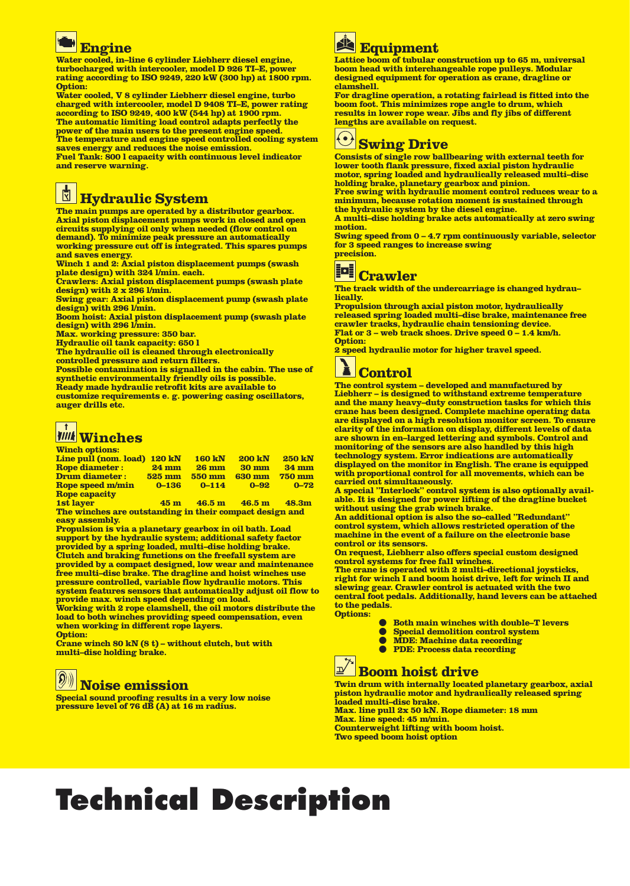## Engine

Water cooled, in–line 6 cylinder Liebherr diesel engine, turbocharged with intercooler, model D 926 TI–E, power rating according to ISO 9249, 220 kW (300 hp) at 1800 rpm.
Option:
Water cooled, V 8 cylinder Liebherr diesel engine, turbo charged with intercooler, model D 9408 TI–E, power rating according to ISO 9249, 400 kW (544 hp) at 1900 rpm.
The automatic limiting load control adapts perfectly the power of the main users to the present engine speed.
The temperature and engine speed controlled cooling system saves energy and reduces the noise emission.
Fuel Tank: 800 l capacity with continuous level indicator and reserve warning.

## Hydraulic System

The main pumps are operated by a distributor gearbox.
Axial piston displacement pumps work in closed and open circuits supplying oil only when needed (flow control on demand). To minimize peak pressure an automatically working pressure cut off is integrated. This spares pumps and saves energy.
Winch 1 and 2: Axial piston displacement pumps (swash plate design) with 324 l/min. each.
Crawlers: Axial piston displacement pumps (swash plate design) with 2 x 296 l/min.
Swing gear: Axial piston displacement pump (swash plate design) with 296 l/min.
Boom hoist: Axial piston displacement pump (swash plate design) with 296 l/min.
Max. working pressure: 350 bar.
Hydraulic oil tank capacity: 650 l
The hydraulic oil is cleaned through electronically controlled pressure and return filters.
Possible contamination is signalled in the cabin. The use of synthetic environmentally friendly oils is possible.
Ready made hydraulic retrofit kits are available to customize requirements e. g. powering casing oscillators, auger drills etc.

## Winches

Winch options:

| | | | | |
|---|---|---|---|---|
| Line pull (nom. load) | 120 kN | 160 kN | 200 kN | 250 kN |
| Rope diameter : | 24 mm | 26 mm | 30 mm | 34 mm |
| Drum diameter : | 525 mm | 550 mm | 630 mm | 750 mm |
| Rope speed m/min | 0–136 | 0–114 | 0–92 | 0–72 |
| Rope capacity | | | | |
| 1st layer | 45 m | 46.5 m | 46.5 m | 48.3m |

The winches are outstanding in their compact design and easy assembly.
Propulsion is via a planetary gearbox in oil bath. Load support by the hydraulic system; additional safety factor provided by a spring loaded, multi–disc holding brake.
Clutch and braking functions on the freefall system are provided by a compact designed, low wear and maintenance free multi–disc brake. The dragline and hoist winches use pressure controlled, variable flow hydraulic motors. This system features sensors that automatically adjust oil flow to provide max. winch speed depending on load.
Working with 2 rope clamshell, the oil motors distribute the load to both winches providing speed compensation, even when working in different rope layers.
Option:
Crane winch 80 kN (8 t) – without clutch, but with multi–disc holding brake.

## Noise emission

Special sound proofing results in a very low noise pressure level of 76 dB (A) at 16 m radius.

## Equipment

Lattice boom of tubular construction up to 65 m, universal boom head with interchangeable rope pulleys. Modular designed equipment for operation as crane, dragline or clamshell.
For dragline operation, a rotating fairlead is fitted into the boom foot. This minimizes rope angle to drum, which results in lower rope wear. Jibs and fly jibs of different lengths are available on request.

## Swing Drive

Consists of single row ballbearing with external teeth for lower tooth flank pressure, fixed axial piston hydraulic motor, spring loaded and hydraulically released multi–disc holding brake, planetary gearbox and pinion.
Free swing with hydraulic moment control reduces wear to a minimum, because rotation moment is sustained through the hydraulic system by the diesel engine.
A multi–disc holding brake acts automatically at zero swing motion.
Swing speed from 0 – 4.7 rpm continuously variable, selector for 3 speed ranges to increase swing precision.

## Crawler

The track width of the undercarriage is changed hydrau–lically.
Propulsion through axial piston motor, hydraulically released spring loaded multi–disc brake, maintenance free crawler tracks, hydraulic chain tensioning device.
Flat or 3 – web track shoes. Drive speed 0 – 1.4 km/h.
Option:
2 speed hydraulic motor for higher travel speed.

## Control

The control system – developed and manufactured by Liebherr – is designed to withstand extreme temperature and the many heavy–duty construction tasks for which this crane has been designed. Complete machine operating data are displayed on a high resolution monitor screen. To ensure clarity of the information on display, different levels of data are shown in en–larged lettering and symbols. Control and monitoring of the sensors are also handled by this high technology system. Error indications are automatically displayed on the monitor in English. The crane is equipped with proportional control for all movements, which can be carried out simultaneously.
A special "Interlock" control system is also optionally avail-able. It is designed for power lifting of the dragline bucket without using the grab winch brake.
An additional option is also the so–called "Redundant" control system, which allows restricted operation of the machine in the event of a failure on the electronic base control or its sensors.
On request, Liebherr also offers special custom designed control systems for free fall winches.
The crane is operated with 2 multi–directional joysticks, right for winch I and boom hoist drive, left for winch II and slewing gear. Crawler control is actuated with the two central foot pedals. Additionally, hand levers can be attached to the pedals.
Options:

- Both main winches with double–T levers
- Special demolition control system
- MDE: Machine data recording
- PDE: Process data recording

## Boom hoist drive

Twin drum with internally located planetary gearbox, axial piston hydraulic motor and hydraulically released spring loaded multi–disc brake.
Max. line pull 2x 50 kN. Rope diameter: 18 mm
Max. line speed: 45 m/min.
Counterweight lifting with boom hoist.
Two speed boom hoist option

# Technical Description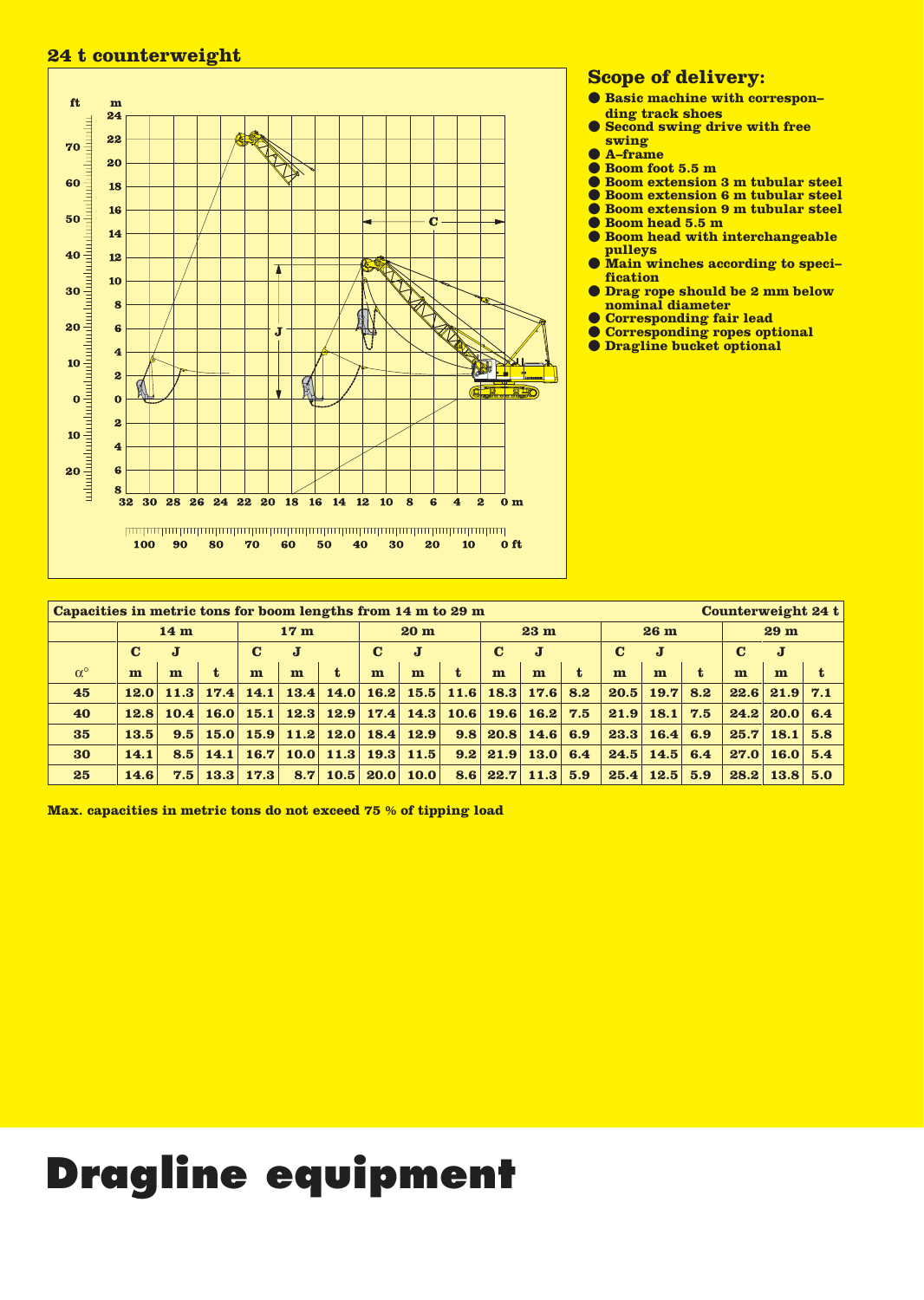## 24 t counterweight

## Scope of delivery:

- Basic machine with corresponding track shoes
- Second swing drive with free swing
- A–frame
- Boom foot 5.5 m
- Boom extension 3 m tubular steel
- Boom extension 6 m tubular steel
- Boom extension 9 m tubular steel
- Boom head 5.5 m
- Boom head with interchangeable pulleys
- Main winches according to specification
- Drag rope should be 2 mm below nominal diameter
- Corresponding fair lead
- Corresponding ropes optional
- Dragline bucket optional

| Capacities in metric tons for boom lengths from 14 m to 29 m | | | | | | | | | | | | | | | | | | Counterweight 24 t |
|---|---|---|---|---|---|---|---|---|---|---|---|---|---|---|---|---|---|---|
| | 14 m | | | 17 m | | | 20 m | | | 23 m | | | 26 m | | | 29 m | | |
| | C | J | | C | J | | C | J | | C | J | | C | J | | C | J | |
| α° | m | m | t | m | m | t | m | m | t | m | m | t | m | m | t | m | m | t |
| 45 | 12.0 | 11.3 | 17.4 | 14.1 | 13.4 | 14.0 | 16.2 | 15.5 | 11.6 | 18.3 | 17.6 | 8.2 | 20.5 | 19.7 | 8.2 | 22.6 | 21.9 | 7.1 |
| 40 | 12.8 | 10.4 | 16.0 | 15.1 | 12.3 | 12.9 | 17.4 | 14.3 | 10.6 | 19.6 | 16.2 | 7.5 | 21.9 | 18.1 | 7.5 | 24.2 | 20.0 | 6.4 |
| 35 | 13.5 | 9.5 | 15.0 | 15.9 | 11.2 | 12.0 | 18.4 | 12.9 | 9.8 | 20.8 | 14.6 | 6.9 | 23.3 | 16.4 | 6.9 | 25.7 | 18.1 | 5.8 |
| 30 | 14.1 | 8.5 | 14.1 | 16.7 | 10.0 | 11.3 | 19.3 | 11.5 | 9.2 | 21.9 | 13.0 | 6.4 | 24.5 | 14.5 | 6.4 | 27.0 | 16.0 | 5.4 |
| 25 | 14.6 | 7.5 | 13.3 | 17.3 | 8.7 | 10.5 | 20.0 | 10.0 | 8.6 | 22.7 | 11.3 | 5.9 | 25.4 | 12.5 | 5.9 | 28.2 | 13.8 | 5.0 |

**Max. capacities in metric tons do not exceed 75 % of tipping load**

# Dragline equipment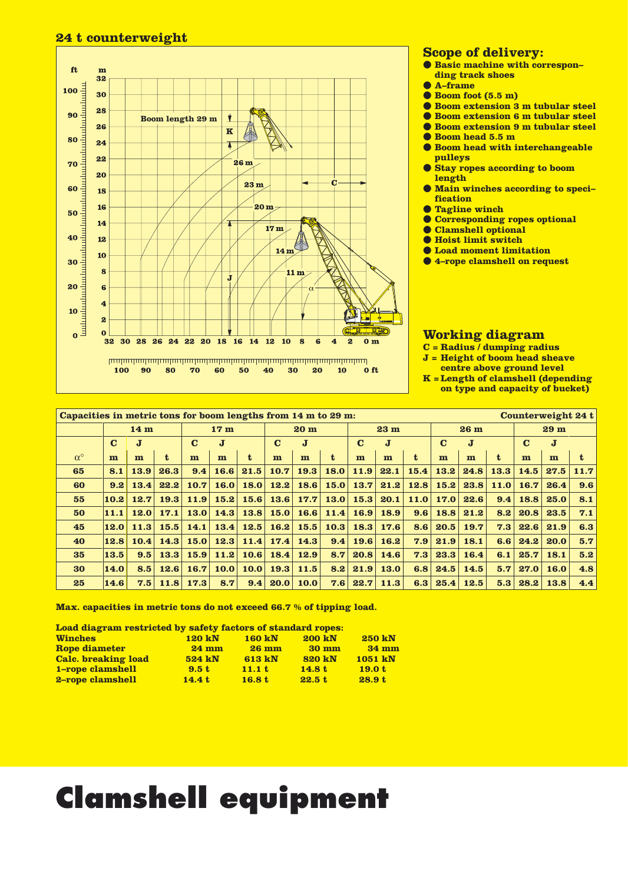## 24 t counterweight

## Scope of delivery:

- Basic machine with corresponding track shoes
- A–frame
- Boom foot (5.5 m)
- Boom extension 3 m tubular steel
- Boom extension 6 m tubular steel
- Boom extension 9 m tubular steel
- Boom head 5.5 m
- Boom head with interchangeable pulleys
- Stay ropes according to boom length
- Main winches according to specification
- Tagline winch
- Corresponding ropes optional
- Clamshell optional
- Hoist limit switch
- Load moment limitation
- 4–rope clamshell on request

## Working diagram

C = Radius / dumping radius
J = Height of boom head sheave centre above ground level
K = Length of clamshell (depending on type and capacity of bucket)

| Capacities in metric tons for boom lengths from 14 m to 29 m: | | | | | | | | | | | | | | | | | | Counterweight 24 t |
|---|---|---|---|---|---|---|---|---|---|---|---|---|---|---|---|---|---|---|
| | 14 m | | | 17 m | | | 20 m | | | 23 m | | | 26 m | | | 29 m | | |
| | C | J | | C | J | | C | J | | C | J | | C | J | | C | J | |
| α° | m | m | t | m | m | t | m | m | t | m | m | t | m | m | t | m | m | t |
| 65 | 8.1 | 13.9 | 26.3 | 9.4 | 16.6 | 21.5 | 10.7 | 19.3 | 18.0 | 11.9 | 22.1 | 15.4 | 13.2 | 24.8 | 13.3 | 14.5 | 27.5 | 11.7 |
| 60 | 9.2 | 13.4 | 22.2 | 10.7 | 16.0 | 18.0 | 12.2 | 18.6 | 15.0 | 13.7 | 21.2 | 12.8 | 15.2 | 23.8 | 11.0 | 16.7 | 26.4 | 9.6 |
| 55 | 10.2 | 12.7 | 19.3 | 11.9 | 15.2 | 15.6 | 13.6 | 17.7 | 13.0 | 15.3 | 20.1 | 11.0 | 17.0 | 22.6 | 9.4 | 18.8 | 25.0 | 8.1 |
| 50 | 11.1 | 12.0 | 17.1 | 13.0 | 14.3 | 13.8 | 15.0 | 16.6 | 11.4 | 16.9 | 18.9 | 9.6 | 18.8 | 21.2 | 8.2 | 20.8 | 23.5 | 7.1 |
| 45 | 12.0 | 11.3 | 15.5 | 14.1 | 13.4 | 12.5 | 16.2 | 15.5 | 10.3 | 18.3 | 17.6 | 8.6 | 20.5 | 19.7 | 7.3 | 22.6 | 21.9 | 6.3 |
| 40 | 12.8 | 10.4 | 14.3 | 15.0 | 12.3 | 11.4 | 17.4 | 14.3 | 9.4 | 19.6 | 16.2 | 7.9 | 21.9 | 18.1 | 6.6 | 24.2 | 20.0 | 5.7 |
| 35 | 13.5 | 9.5 | 13.3 | 15.9 | 11.2 | 10.6 | 18.4 | 12.9 | 8.7 | 20.8 | 14.6 | 7.3 | 23.3 | 16.4 | 6.1 | 25.7 | 18.1 | 5.2 |
| 30 | 14.0 | 8.5 | 12.6 | 16.7 | 10.0 | 10.0 | 19.3 | 11.5 | 8.2 | 21.9 | 13.0 | 6.8 | 24.5 | 14.5 | 5.7 | 27.0 | 16.0 | 4.8 |
| 25 | 14.6 | 7.5 | 11.8 | 17.3 | 8.7 | 9.4 | 20.0 | 10.0 | 7.6 | 22.7 | 11.3 | 6.3 | 25.4 | 12.5 | 5.3 | 28.2 | 13.8 | 4.4 |

**Max. capacities in metric tons do not exceed 66.7 % of tipping load.**

**Load diagram restricted by safety factors of standard ropes:**

| Winches | 120 kN | 160 kN | 200 kN | 250 kN |
|---|---|---|---|---|
| Rope diameter | 24 mm | 26 mm | 30 mm | 34 mm |
| Calc. breaking load | 524 kN | 613 kN | 820 kN | 1051 kN |
| 1–rope clamshell | 9.5 t | 11.1 t | 14.8 t | 19.0 t |
| 2–rope clamshell | 14.4 t | 16.8 t | 22.5 t | 28.9 t |

# Clamshell equipment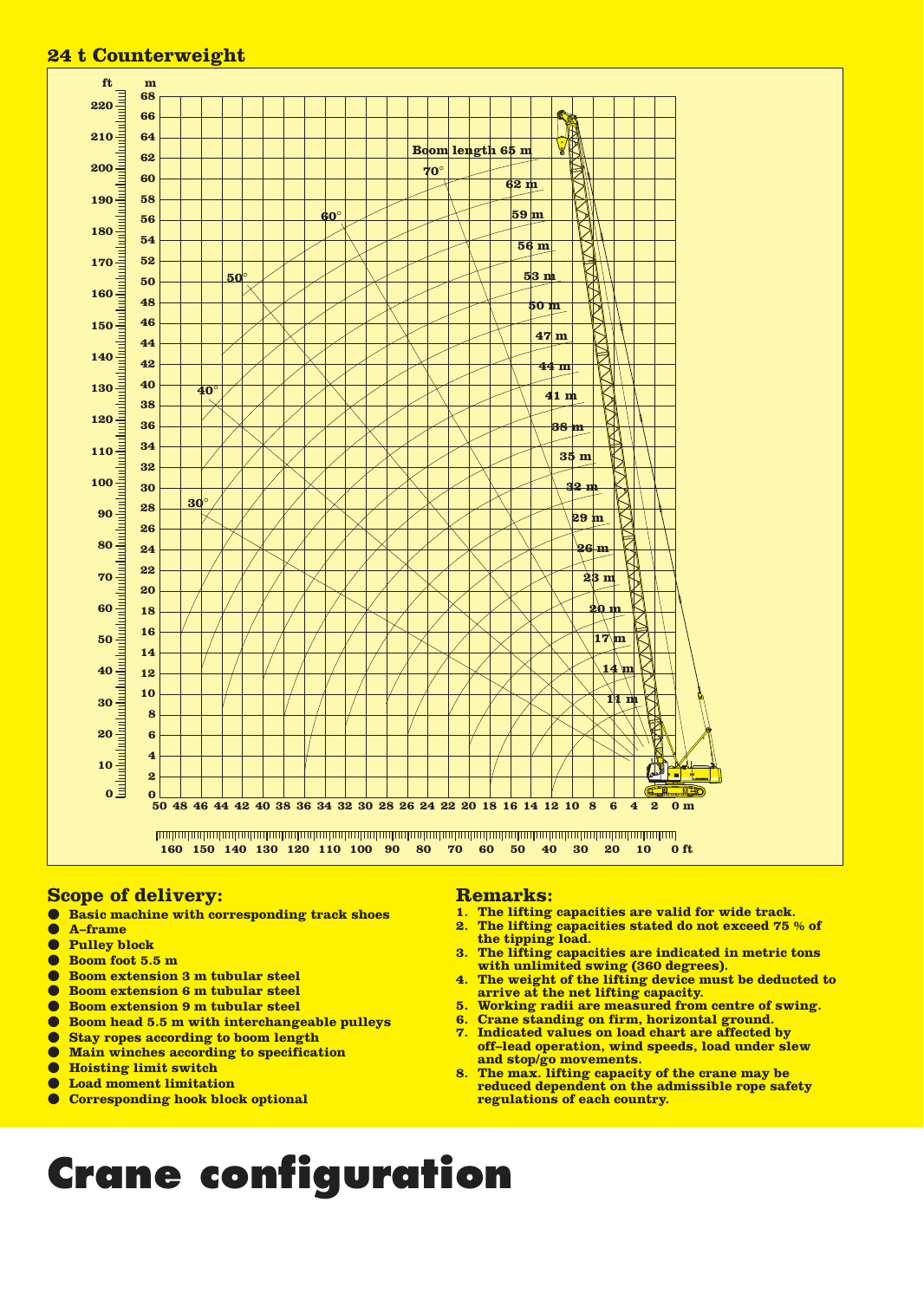## 24 t Counterweight

## Scope of delivery:

- Basic machine with corresponding track shoes
- A–frame
- Pulley block
- Boom foot 5.5 m
- Boom extension 3 m tubular steel
- Boom extension 6 m tubular steel
- Boom extension 9 m tubular steel
- Boom head 5.5 m with interchangeable pulleys
- Stay ropes according to boom length
- Main winches according to specification
- Hoisting limit switch
- Load moment limitation
- Corresponding hook block optional

## Remarks:

1. The lifting capacities are valid for wide track.
2. The lifting capacities stated do not exceed 75 % of the tipping load.
3. The lifting capacities are indicated in metric tons with unlimited swing (360 degrees).
4. The weight of the lifting device must be deducted to arrive at the net lifting capacity.
5. Working radii are measured from centre of swing.
6. Crane standing on firm, horizontal ground.
7. Indicated values on load chart are affected by off–lead operation, wind speeds, load under slew and stop/go movements.
8. The max. lifting capacity of the crane may be reduced dependent on the admissible rope safety regulations of each country.

# Crane configuration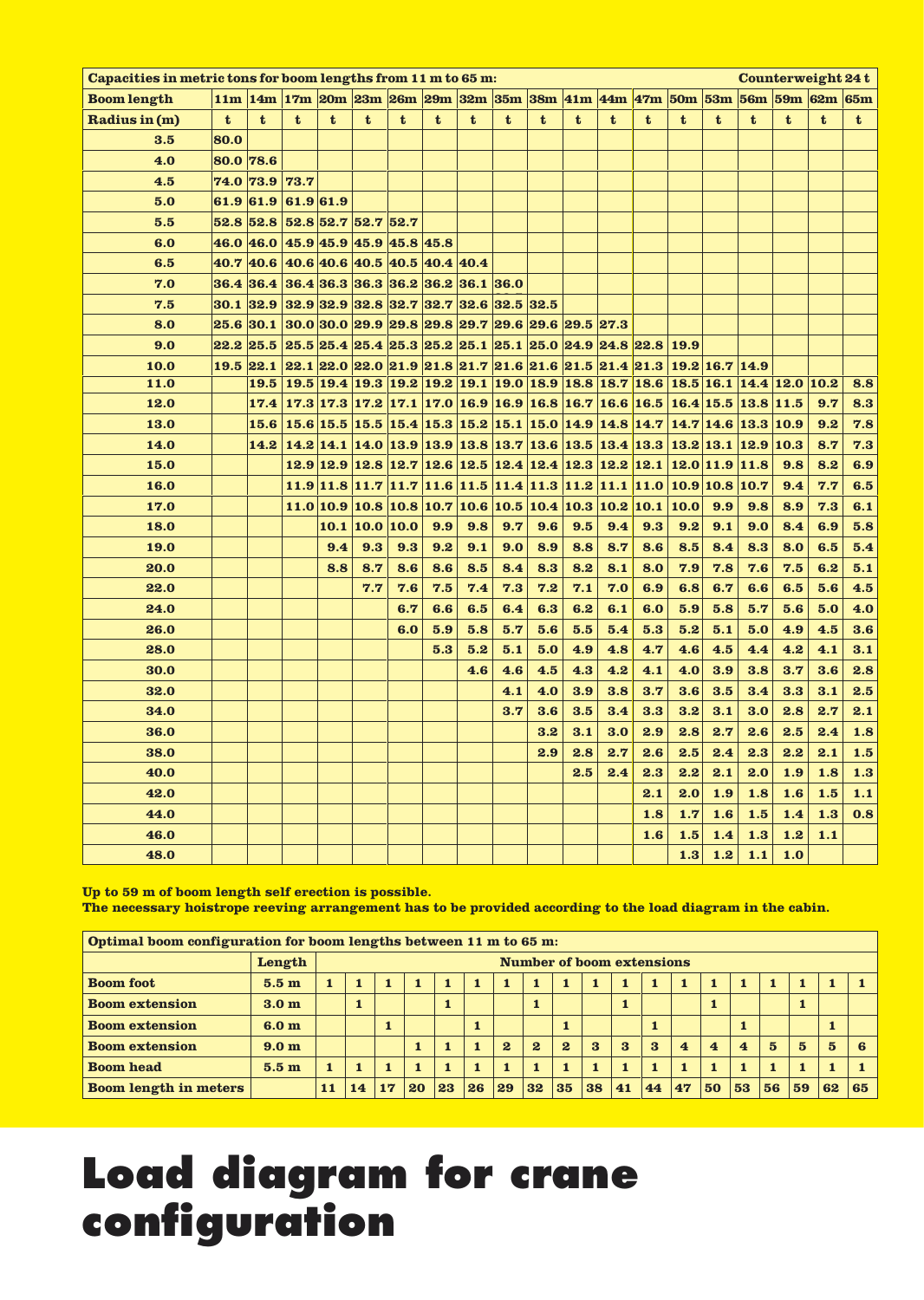| Capacities in metric tons for boom lengths from 11 m to 65 m: | | | | | | | | | | | | | | | | | | | Counterweight 24 t |
|---|---|---|---|---|---|---|---|---|---|---|---|---|---|---|---|---|---|---|---|
| **Boom length** | **11m** | **14m** | **17m** | **20m** | **23m** | **26m** | **29m** | **32m** | **35m** | **38m** | **41m** | **44m** | **47m** | **50m** | **53m** | **56m** | **59m** | **62m** | **65m** |
| **Radius in (m)** | **t** | **t** | **t** | **t** | **t** | **t** | **t** | **t** | **t** | **t** | **t** | **t** | **t** | **t** | **t** | **t** | **t** | **t** | **t** |
| 3.5 | 80.0 | | | | | | | | | | | | | | | | | | |
| 4.0 | 80.0 | 78.6 | | | | | | | | | | | | | | | | | |
| 4.5 | 74.0 | 73.9 | 73.7 | | | | | | | | | | | | | | | | |
| 5.0 | 61.9 | 61.9 | 61.9 | 61.9 | | | | | | | | | | | | | | | |
| 5.5 | 52.8 | 52.8 | 52.8 | 52.7 | 52.7 | 52.7 | | | | | | | | | | | | | |
| 6.0 | 46.0 | 46.0 | 45.9 | 45.9 | 45.9 | 45.8 | 45.8 | | | | | | | | | | | | |
| 6.5 | 40.7 | 40.6 | 40.6 | 40.6 | 40.5 | 40.5 | 40.4 | 40.4 | | | | | | | | | | | |
| 7.0 | 36.4 | 36.4 | 36.4 | 36.3 | 36.3 | 36.2 | 36.2 | 36.1 | 36.0 | | | | | | | | | | |
| 7.5 | 30.1 | 32.9 | 32.9 | 32.9 | 32.8 | 32.7 | 32.7 | 32.6 | 32.5 | 32.5 | | | | | | | | | |
| 8.0 | 25.6 | 30.1 | 30.0 | 30.0 | 29.9 | 29.8 | 29.8 | 29.7 | 29.6 | 29.6 | 29.5 | 27.3 | | | | | | | |
| 9.0 | 22.2 | 25.5 | 25.5 | 25.4 | 25.4 | 25.3 | 25.2 | 25.1 | 25.1 | 25.0 | 24.9 | 24.8 | 22.8 | 19.9 | | | | | |
| 10.0 | 19.5 | 22.1 | 22.1 | 22.0 | 22.0 | 21.9 | 21.8 | 21.7 | 21.6 | 21.6 | 21.5 | 21.4 | 21.3 | 19.2 | 16.7 | 14.9 | | | |
| 11.0 | | 19.5 | 19.5 | 19.4 | 19.3 | 19.2 | 19.2 | 19.1 | 19.0 | 18.9 | 18.8 | 18.7 | 18.6 | 18.5 | 16.1 | 14.4 | 12.0 | 10.2 | 8.8 |
| 12.0 | | 17.4 | 17.3 | 17.3 | 17.2 | 17.1 | 17.0 | 16.9 | 16.9 | 16.8 | 16.7 | 16.6 | 16.5 | 16.4 | 15.5 | 13.8 | 11.5 | 9.7 | 8.3 |
| 13.0 | | 15.6 | 15.6 | 15.5 | 15.5 | 15.4 | 15.3 | 15.2 | 15.1 | 15.0 | 14.9 | 14.8 | 14.7 | 14.7 | 14.6 | 13.3 | 10.9 | 9.2 | 7.8 |
| 14.0 | | 14.2 | 14.2 | 14.1 | 14.0 | 13.9 | 13.9 | 13.8 | 13.7 | 13.6 | 13.5 | 13.4 | 13.3 | 13.2 | 13.1 | 12.9 | 10.3 | 8.7 | 7.3 |
| 15.0 | | | 12.9 | 12.9 | 12.8 | 12.7 | 12.6 | 12.5 | 12.4 | 12.4 | 12.3 | 12.2 | 12.1 | 12.0 | 11.9 | 11.8 | 9.8 | 8.2 | 6.9 |
| 16.0 | | | 11.9 | 11.8 | 11.7 | 11.7 | 11.6 | 11.5 | 11.4 | 11.3 | 11.2 | 11.1 | 11.0 | 10.9 | 10.8 | 10.7 | 9.4 | 7.7 | 6.5 |
| 17.0 | | | 11.0 | 10.9 | 10.8 | 10.8 | 10.7 | 10.6 | 10.5 | 10.4 | 10.3 | 10.2 | 10.1 | 10.0 | 9.9 | 9.8 | 8.9 | 7.3 | 6.1 |
| 18.0 | | | | 10.1 | 10.0 | 10.0 | 9.9 | 9.8 | 9.7 | 9.6 | 9.5 | 9.4 | 9.3 | 9.2 | 9.1 | 9.0 | 8.4 | 6.9 | 5.8 |
| 19.0 | | | | 9.4 | 9.3 | 9.3 | 9.2 | 9.1 | 9.0 | 8.9 | 8.8 | 8.7 | 8.6 | 8.5 | 8.4 | 8.3 | 8.0 | 6.5 | 5.4 |
| 20.0 | | | | 8.8 | 8.7 | 8.6 | 8.6 | 8.5 | 8.4 | 8.3 | 8.2 | 8.1 | 8.0 | 7.9 | 7.8 | 7.6 | 7.5 | 6.2 | 5.1 |
| 22.0 | | | | | 7.7 | 7.6 | 7.5 | 7.4 | 7.3 | 7.2 | 7.1 | 7.0 | 6.9 | 6.8 | 6.7 | 6.6 | 6.5 | 5.5 | 4.5 |
| 24.0 | | | | | | 6.7 | 6.6 | 6.5 | 6.4 | 6.3 | 6.2 | 6.1 | 6.0 | 5.9 | 5.8 | 5.7 | 5.6 | 5.0 | 4.0 |
| 26.0 | | | | | | 6.0 | 5.9 | 5.8 | 5.7 | 5.6 | 5.5 | 5.4 | 5.3 | 5.2 | 5.1 | 5.0 | 4.9 | 4.5 | 3.6 |
| 28.0 | | | | | | | 5.3 | 5.2 | 5.1 | 5.0 | 4.9 | 4.8 | 4.7 | 4.6 | 4.5 | 4.4 | 4.2 | 4.1 | 3.1 |
| 30.0 | | | | | | | | 4.6 | 4.6 | 4.5 | 4.3 | 4.2 | 4.1 | 4.0 | 3.9 | 3.8 | 3.7 | 3.6 | 2.8 |
| 32.0 | | | | | | | | | 4.1 | 4.0 | 3.9 | 3.8 | 3.7 | 3.6 | 3.5 | 3.4 | 3.3 | 3.1 | 2.5 |
| 34.0 | | | | | | | | | 3.7 | 3.6 | 3.5 | 3.4 | 3.3 | 3.2 | 3.1 | 3.0 | 2.8 | 2.7 | 2.1 |
| 36.0 | | | | | | | | | | 3.2 | 3.1 | 3.0 | 2.9 | 2.8 | 2.7 | 2.6 | 2.5 | 2.4 | 1.8 |
| 38.0 | | | | | | | | | | 2.9 | 2.8 | 2.7 | 2.6 | 2.5 | 2.4 | 2.3 | 2.2 | 2.1 | 1.5 |
| 40.0 | | | | | | | | | | | 2.5 | 2.4 | 2.3 | 2.2 | 2.1 | 2.0 | 1.9 | 1.8 | 1.3 |
| 42.0 | | | | | | | | | | | | | 2.1 | 2.0 | 1.9 | 1.8 | 1.6 | 1.5 | 1.1 |
| 44.0 | | | | | | | | | | | | | 1.8 | 1.7 | 1.6 | 1.5 | 1.4 | 1.3 | 0.8 |
| 46.0 | | | | | | | | | | | | | 1.6 | 1.5 | 1.4 | 1.3 | 1.2 | 1.1 | |
| 48.0 | | | | | | | | | | | | | | 1.3 | 1.2 | 1.1 | 1.0 | | |

**Up to 59 m of boom length self erection is possible.**
**The necessary hoistrope reeving arrangement has to be provided according to the load diagram in the cabin.**

| Optimal boom configuration for boom lengths between 11 m to 65 m: | | | | | | | | | | | | | | | | | | | | |
|---|---|---|---|---|---|---|---|---|---|---|---|---|---|---|---|---|---|---|---|---|
| | **Length** | **Number of boom extensions** | | | | | | | | | | | | | | | | | | |
| **Boom foot** | 5.5 m | 1 | 1 | 1 | 1 | 1 | 1 | 1 | 1 | 1 | 1 | 1 | 1 | 1 | 1 | 1 | 1 | 1 | 1 | 1 |
| **Boom extension** | 3.0 m | | 1 | | | 1 | | | 1 | | | 1 | | | 1 | | | 1 | | |
| **Boom extension** | 6.0 m | | | 1 | | | 1 | | | 1 | | | 1 | | | 1 | | | 1 | |
| **Boom extension** | 9.0 m | | | | 1 | 1 | 1 | 2 | 2 | 2 | 3 | 3 | 3 | 4 | 4 | 4 | 5 | 5 | 5 | 6 |
| **Boom head** | 5.5 m | 1 | 1 | 1 | 1 | 1 | 1 | 1 | 1 | 1 | 1 | 1 | 1 | 1 | 1 | 1 | 1 | 1 | 1 | 1 |
| **Boom length in meters** | | 11 | 14 | 17 | 20 | 23 | 26 | 29 | 32 | 35 | 38 | 41 | 44 | 47 | 50 | 53 | 56 | 59 | 62 | 65 |

# Load diagram for crane configuration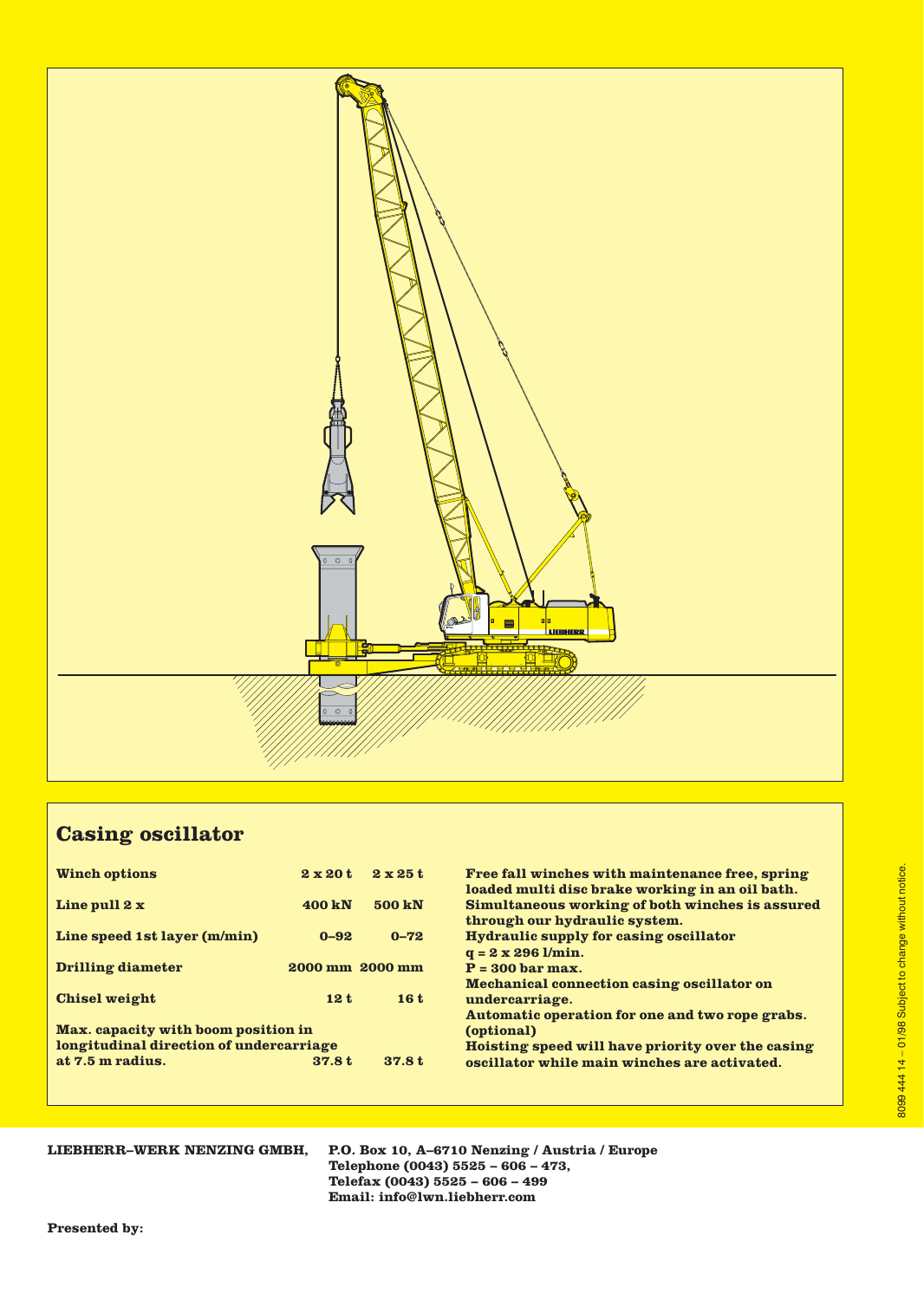## Casing oscillator

| | | |
|---|---|---|
| **Winch options** | **2 x 20 t** | **2 x 25 t** |
| **Line pull 2 x** | **400 kN** | **500 kN** |
| **Line speed 1st layer (m/min)** | **0–92** | **0–72** |
| **Drilling diameter** | **2000 mm** | **2000 mm** |
| **Chisel weight** | **12 t** | **16 t** |
| **Max. capacity with boom position in longitudinal direction of undercarriage at 7.5 m radius.** | **37.8 t** | **37.8 t** |

**Free fall winches with maintenance free, spring loaded multi disc brake working in an oil bath.**
**Simultaneous working of both winches is assured through our hydraulic system.**
**Hydraulic supply for casing oscillator**
**q = 2 x 296 l/min.**
**P = 300 bar max.**
**Mechanical connection casing oscillator on undercarriage.**
**Automatic operation for one and two rope grabs. (optional)**
**Hoisting speed will have priority over the casing oscillator while main winches are activated.**

8099 444 14 – 01/98 Subject to change without notice.

**LIEBHERR–WERK NENZING GMBH,** **P.O. Box 10, A–6710 Nenzing / Austria / Europe**
**Telephone (0043) 5525 – 606 – 473,**
**Telefax (0043) 5525 – 606 – 499**
**Email: info@lwn.liebherr.com**

**Presented by:**